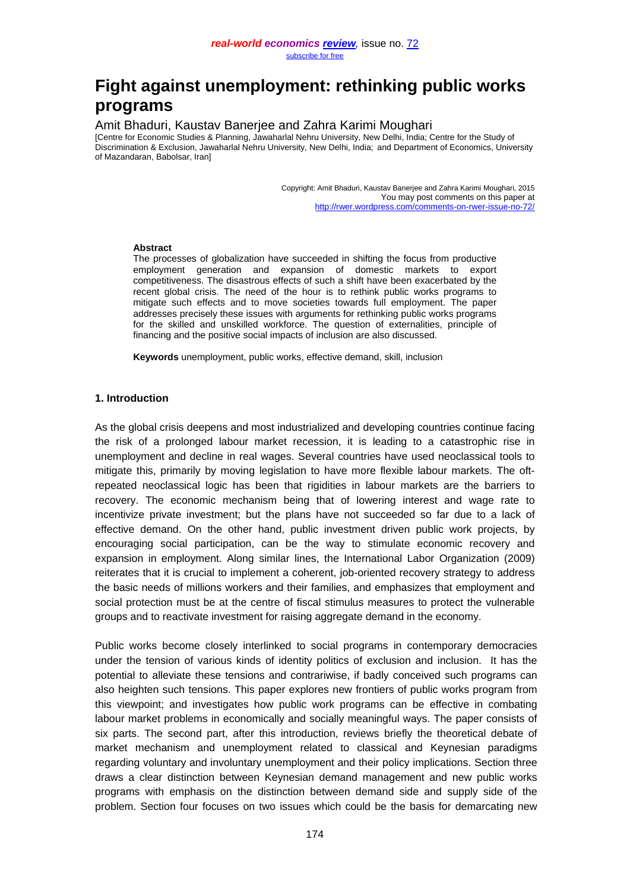# Fight against unemployment: rethinking public works programs

Amit Bhaduri, Kaustav Banerjee and Zahra Karimi Moughari

[Centre for Economic Studies & Planning, Jawaharlal Nehru University, New Delhi, India; Centre for the Study of Discrimination & Exclusion, Jawaharlal Nehru University, New Delhi, India; and Department of Economics, University of Mazandaran, Babolsar, Iran]

Copyright: Amit Bhaduri, Kaustav Banerjee and Zahra Karimi Moughari, 2015
You may post comments on this paper at
http://rwer.wordpress.com/comments-on-rwer-issue-no-72/

**Abstract**

The processes of globalization have succeeded in shifting the focus from productive employment generation and expansion of domestic markets to export competitiveness. The disastrous effects of such a shift have been exacerbated by the recent global crisis. The need of the hour is to rethink public works programs to mitigate such effects and to move societies towards full employment. The paper addresses precisely these issues with arguments for rethinking public works programs for the skilled and unskilled workforce. The question of externalities, principle of financing and the positive social impacts of inclusion are also discussed.

**Keywords** unemployment, public works, effective demand, skill, inclusion

## 1. Introduction

As the global crisis deepens and most industrialized and developing countries continue facing the risk of a prolonged labour market recession, it is leading to a catastrophic rise in unemployment and decline in real wages. Several countries have used neoclassical tools to mitigate this, primarily by moving legislation to have more flexible labour markets. The oft-repeated neoclassical logic has been that rigidities in labour markets are the barriers to recovery. The economic mechanism being that of lowering interest and wage rate to incentivize private investment; but the plans have not succeeded so far due to a lack of effective demand. On the other hand, public investment driven public work projects, by encouraging social participation, can be the way to stimulate economic recovery and expansion in employment. Along similar lines, the International Labor Organization (2009) reiterates that it is crucial to implement a coherent, job-oriented recovery strategy to address the basic needs of millions workers and their families, and emphasizes that employment and social protection must be at the centre of fiscal stimulus measures to protect the vulnerable groups and to reactivate investment for raising aggregate demand in the economy.

Public works become closely interlinked to social programs in contemporary democracies under the tension of various kinds of identity politics of exclusion and inclusion. It has the potential to alleviate these tensions and contrariwise, if badly conceived such programs can also heighten such tensions. This paper explores new frontiers of public works program from this viewpoint; and investigates how public work programs can be effective in combating labour market problems in economically and socially meaningful ways. The paper consists of six parts. The second part, after this introduction, reviews briefly the theoretical debate of market mechanism and unemployment related to classical and Keynesian paradigms regarding voluntary and involuntary unemployment and their policy implications. Section three draws a clear distinction between Keynesian demand management and new public works programs with emphasis on the distinction between demand side and supply side of the problem. Section four focuses on two issues which could be the basis for demarcating new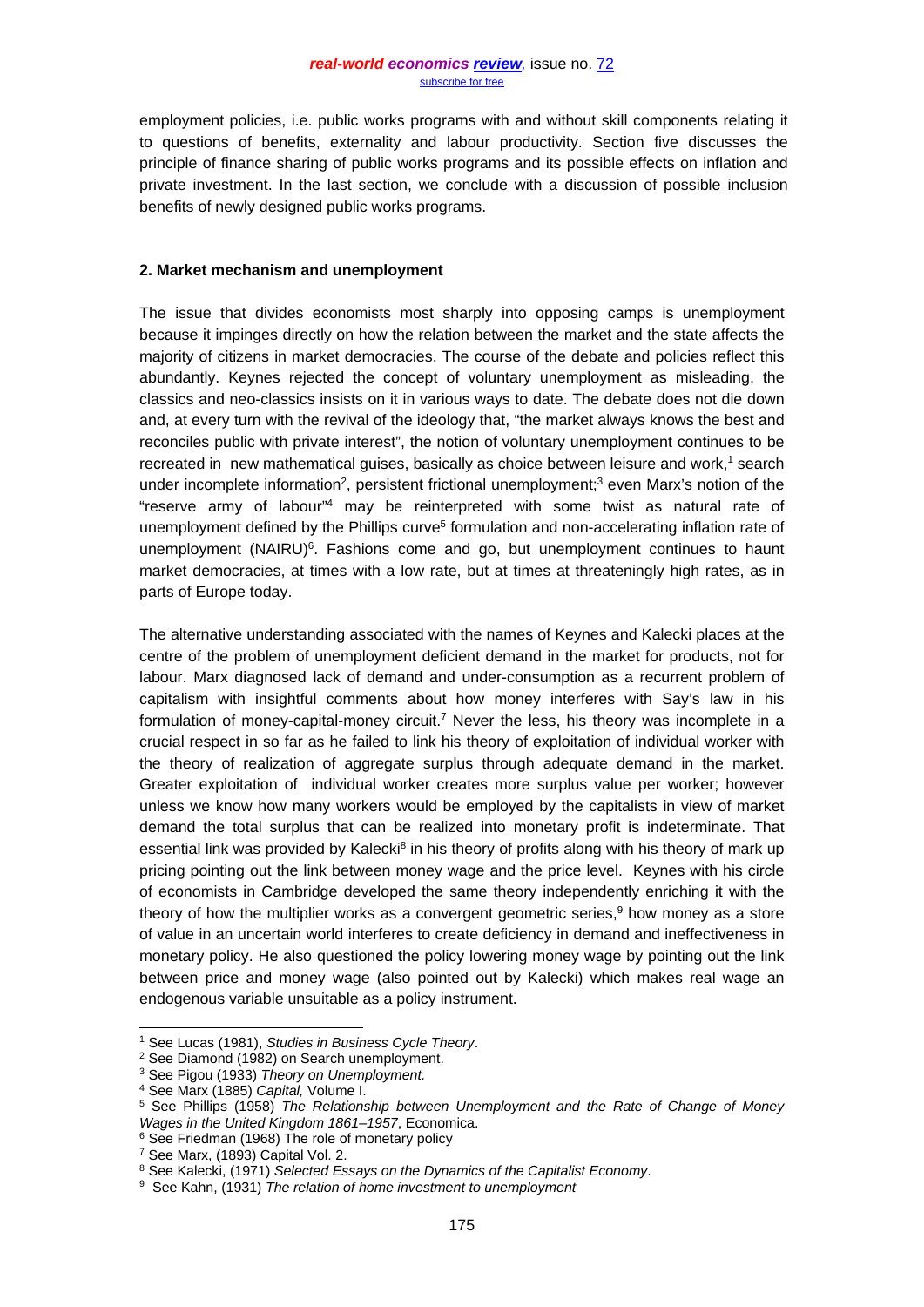employment policies, i.e. public works programs with and without skill components relating it to questions of benefits, externality and labour productivity. Section five discusses the principle of finance sharing of public works programs and its possible effects on inflation and private investment. In the last section, we conclude with a discussion of possible inclusion benefits of newly designed public works programs.

## 2. Market mechanism and unemployment

The issue that divides economists most sharply into opposing camps is unemployment because it impinges directly on how the relation between the market and the state affects the majority of citizens in market democracies. The course of the debate and policies reflect this abundantly. Keynes rejected the concept of voluntary unemployment as misleading, the classics and neo-classics insists on it in various ways to date. The debate does not die down and, at every turn with the revival of the ideology that, "the market always knows the best and reconciles public with private interest", the notion of voluntary unemployment continues to be recreated in new mathematical guises, basically as choice between leisure and work,[1] search under incomplete information[2], persistent frictional unemployment;[3] even Marx's notion of the "reserve army of labour"[4] may be reinterpreted with some twist as natural rate of unemployment defined by the Phillips curve[5] formulation and non-accelerating inflation rate of unemployment (NAIRU)[6]. Fashions come and go, but unemployment continues to haunt market democracies, at times with a low rate, but at times at threateningly high rates, as in parts of Europe today.

The alternative understanding associated with the names of Keynes and Kalecki places at the centre of the problem of unemployment deficient demand in the market for products, not for labour. Marx diagnosed lack of demand and under-consumption as a recurrent problem of capitalism with insightful comments about how money interferes with Say's law in his formulation of money-capital-money circuit.[7] Never the less, his theory was incomplete in a crucial respect in so far as he failed to link his theory of exploitation of individual worker with the theory of realization of aggregate surplus through adequate demand in the market. Greater exploitation of individual worker creates more surplus value per worker; however unless we know how many workers would be employed by the capitalists in view of market demand the total surplus that can be realized into monetary profit is indeterminate. That essential link was provided by Kalecki[8] in his theory of profits along with his theory of mark up pricing pointing out the link between money wage and the price level. Keynes with his circle of economists in Cambridge developed the same theory independently enriching it with the theory of how the multiplier works as a convergent geometric series,[9] how money as a store of value in an uncertain world interferes to create deficiency in demand and ineffectiveness in monetary policy. He also questioned the policy lowering money wage by pointing out the link between price and money wage (also pointed out by Kalecki) which makes real wage an endogenous variable unsuitable as a policy instrument.

---

[1] See Lucas (1981), *Studies in Business Cycle Theory*.

[2] See Diamond (1982) on Search unemployment.

[3] See Pigou (1933) *Theory on Unemployment.*

[4] See Marx (1885) *Capital,* Volume I.

[5] See Phillips (1958) *The Relationship between Unemployment and the Rate of Change of Money Wages in the United Kingdom 1861–1957*, Economica.

[6] See Friedman (1968) The role of monetary policy

[7] See Marx, (1893) Capital Vol. 2.

[8] See Kalecki, (1971) *Selected Essays on the Dynamics of the Capitalist Economy*.

[9] See Kahn, (1931) *The relation of home investment to unemployment*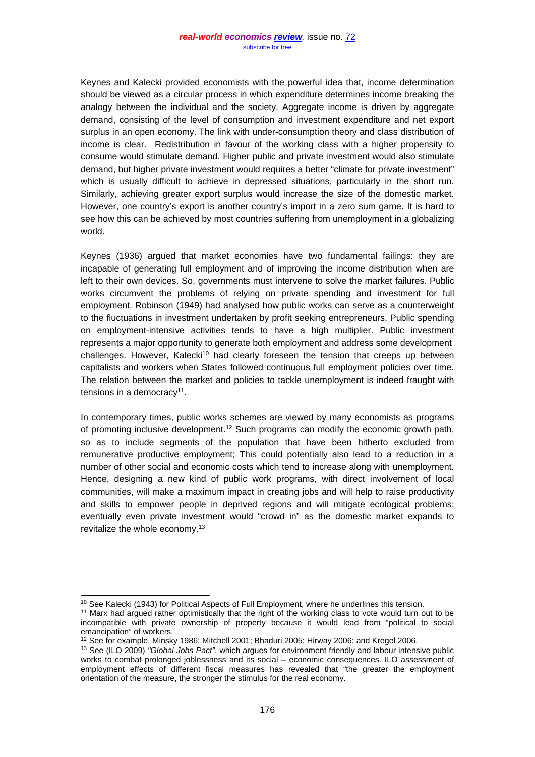Keynes and Kalecki provided economists with the powerful idea that, income determination should be viewed as a circular process in which expenditure determines income breaking the analogy between the individual and the society. Aggregate income is driven by aggregate demand, consisting of the level of consumption and investment expenditure and net export surplus in an open economy. The link with under-consumption theory and class distribution of income is clear. Redistribution in favour of the working class with a higher propensity to consume would stimulate demand. Higher public and private investment would also stimulate demand, but higher private investment would requires a better "climate for private investment" which is usually difficult to achieve in depressed situations, particularly in the short run. Similarly, achieving greater export surplus would increase the size of the domestic market. However, one country's export is another country's import in a zero sum game. It is hard to see how this can be achieved by most countries suffering from unemployment in a globalizing world.

Keynes (1936) argued that market economies have two fundamental failings: they are incapable of generating full employment and of improving the income distribution when are left to their own devices. So, governments must intervene to solve the market failures. Public works circumvent the problems of relying on private spending and investment for full employment. Robinson (1949) had analysed how public works can serve as a counterweight to the fluctuations in investment undertaken by profit seeking entrepreneurs. Public spending on employment-intensive activities tends to have a high multiplier. Public investment represents a major opportunity to generate both employment and address some development challenges. However, Kalecki[10] had clearly foreseen the tension that creeps up between capitalists and workers when States followed continuous full employment policies over time. The relation between the market and policies to tackle unemployment is indeed fraught with tensions in a democracy[11].

In contemporary times, public works schemes are viewed by many economists as programs of promoting inclusive development.[12] Such programs can modify the economic growth path, so as to include segments of the population that have been hitherto excluded from remunerative productive employment; This could potentially also lead to a reduction in a number of other social and economic costs which tend to increase along with unemployment. Hence, designing a new kind of public work programs, with direct involvement of local communities, will make a maximum impact in creating jobs and will help to raise productivity and skills to empower people in deprived regions and will mitigate ecological problems; eventually even private investment would "crowd in" as the domestic market expands to revitalize the whole economy.[13]

---

[10] See Kalecki (1943) for Political Aspects of Full Employment, where he underlines this tension.

[11] Marx had argued rather optimistically that the right of the working class to vote would turn out to be incompatible with private ownership of property because it would lead from "political to social emancipation" of workers.

[12] See for example, Minsky 1986; Mitchell 2001; Bhaduri 2005; Hirway 2006; and Kregel 2006.

[13] See (ILO 2009) *"Global Jobs Pact"*, which argues for environment friendly and labour intensive public works to combat prolonged joblessness and its social – economic consequences. ILO assessment of employment effects of different fiscal measures has revealed that "the greater the employment orientation of the measure, the stronger the stimulus for the real economy.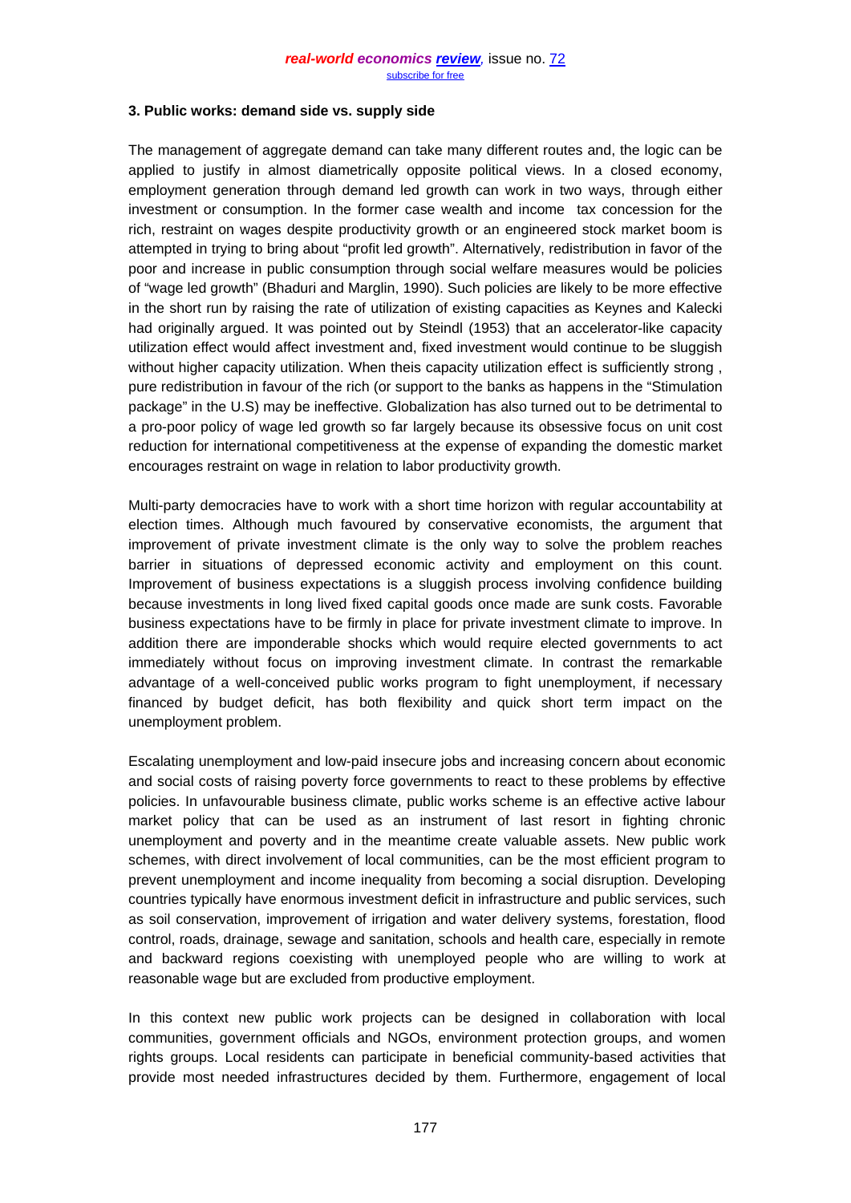### 3. Public works: demand side vs. supply side

The management of aggregate demand can take many different routes and, the logic can be applied to justify in almost diametrically opposite political views. In a closed economy, employment generation through demand led growth can work in two ways, through either investment or consumption. In the former case wealth and income tax concession for the rich, restraint on wages despite productivity growth or an engineered stock market boom is attempted in trying to bring about "profit led growth". Alternatively, redistribution in favor of the poor and increase in public consumption through social welfare measures would be policies of "wage led growth" (Bhaduri and Marglin, 1990). Such policies are likely to be more effective in the short run by raising the rate of utilization of existing capacities as Keynes and Kalecki had originally argued. It was pointed out by Steindl (1953) that an accelerator-like capacity utilization effect would affect investment and, fixed investment would continue to be sluggish without higher capacity utilization. When theis capacity utilization effect is sufficiently strong , pure redistribution in favour of the rich (or support to the banks as happens in the "Stimulation package" in the U.S) may be ineffective. Globalization has also turned out to be detrimental to a pro-poor policy of wage led growth so far largely because its obsessive focus on unit cost reduction for international competitiveness at the expense of expanding the domestic market encourages restraint on wage in relation to labor productivity growth.

Multi-party democracies have to work with a short time horizon with regular accountability at election times. Although much favoured by conservative economists, the argument that improvement of private investment climate is the only way to solve the problem reaches barrier in situations of depressed economic activity and employment on this count. Improvement of business expectations is a sluggish process involving confidence building because investments in long lived fixed capital goods once made are sunk costs. Favorable business expectations have to be firmly in place for private investment climate to improve. In addition there are imponderable shocks which would require elected governments to act immediately without focus on improving investment climate. In contrast the remarkable advantage of a well-conceived public works program to fight unemployment, if necessary financed by budget deficit, has both flexibility and quick short term impact on the unemployment problem.

Escalating unemployment and low-paid insecure jobs and increasing concern about economic and social costs of raising poverty force governments to react to these problems by effective policies. In unfavourable business climate, public works scheme is an effective active labour market policy that can be used as an instrument of last resort in fighting chronic unemployment and poverty and in the meantime create valuable assets. New public work schemes, with direct involvement of local communities, can be the most efficient program to prevent unemployment and income inequality from becoming a social disruption. Developing countries typically have enormous investment deficit in infrastructure and public services, such as soil conservation, improvement of irrigation and water delivery systems, forestation, flood control, roads, drainage, sewage and sanitation, schools and health care, especially in remote and backward regions coexisting with unemployed people who are willing to work at reasonable wage but are excluded from productive employment.

In this context new public work projects can be designed in collaboration with local communities, government officials and NGOs, environment protection groups, and women rights groups. Local residents can participate in beneficial community-based activities that provide most needed infrastructures decided by them. Furthermore, engagement of local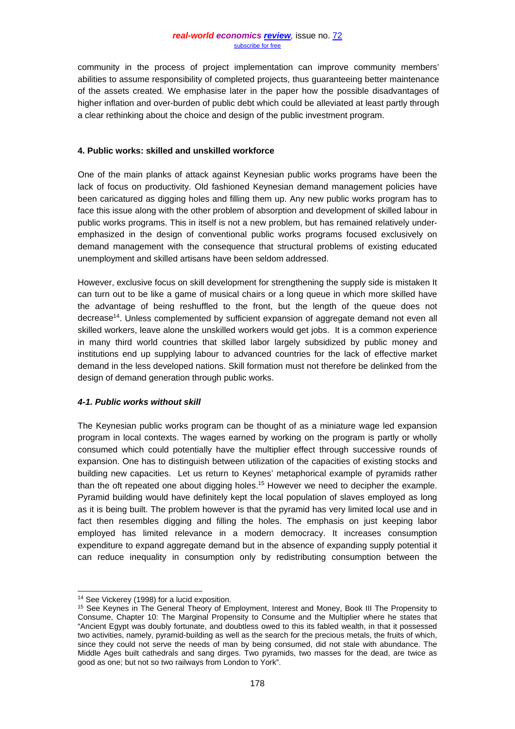community in the process of project implementation can improve community members' abilities to assume responsibility of completed projects, thus guaranteeing better maintenance of the assets created. We emphasise later in the paper how the possible disadvantages of higher inflation and over-burden of public debt which could be alleviated at least partly through a clear rethinking about the choice and design of the public investment program.

## 4. Public works: skilled and unskilled workforce

One of the main planks of attack against Keynesian public works programs have been the lack of focus on productivity. Old fashioned Keynesian demand management policies have been caricatured as digging holes and filling them up. Any new public works program has to face this issue along with the other problem of absorption and development of skilled labour in public works programs. This in itself is not a new problem, but has remained relatively under-emphasized in the design of conventional public works programs focused exclusively on demand management with the consequence that structural problems of existing educated unemployment and skilled artisans have been seldom addressed.

However, exclusive focus on skill development for strengthening the supply side is mistaken It can turn out to be like a game of musical chairs or a long queue in which more skilled have the advantage of being reshuffled to the front, but the length of the queue does not decrease[14]. Unless complemented by sufficient expansion of aggregate demand not even all skilled workers, leave alone the unskilled workers would get jobs. It is a common experience in many third world countries that skilled labor largely subsidized by public money and institutions end up supplying labour to advanced countries for the lack of effective market demand in the less developed nations. Skill formation must not therefore be delinked from the design of demand generation through public works.

### *4-1. Public works without skill*

The Keynesian public works program can be thought of as a miniature wage led expansion program in local contexts. The wages earned by working on the program is partly or wholly consumed which could potentially have the multiplier effect through successive rounds of expansion. One has to distinguish between utilization of the capacities of existing stocks and building new capacities. Let us return to Keynes' metaphorical example of pyramids rather than the oft repeated one about digging holes.[15] However we need to decipher the example. Pyramid building would have definitely kept the local population of slaves employed as long as it is being built. The problem however is that the pyramid has very limited local use and in fact then resembles digging and filling the holes. The emphasis on just keeping labor employed has limited relevance in a modern democracy. It increases consumption expenditure to expand aggregate demand but in the absence of expanding supply potential it can reduce inequality in consumption only by redistributing consumption between the

---

[14] See Vickerey (1998) for a lucid exposition.

[15] See Keynes in The General Theory of Employment, Interest and Money, Book III The Propensity to Consume, Chapter 10: The Marginal Propensity to Consume and the Multiplier where he states that "Ancient Egypt was doubly fortunate, and doubtless owed to this its fabled wealth, in that it possessed two activities, namely, pyramid-building as well as the search for the precious metals, the fruits of which, since they could not serve the needs of man by being consumed, did not stale with abundance. The Middle Ages built cathedrals and sang dirges. Two pyramids, two masses for the dead, are twice as good as one; but not so two railways from London to York".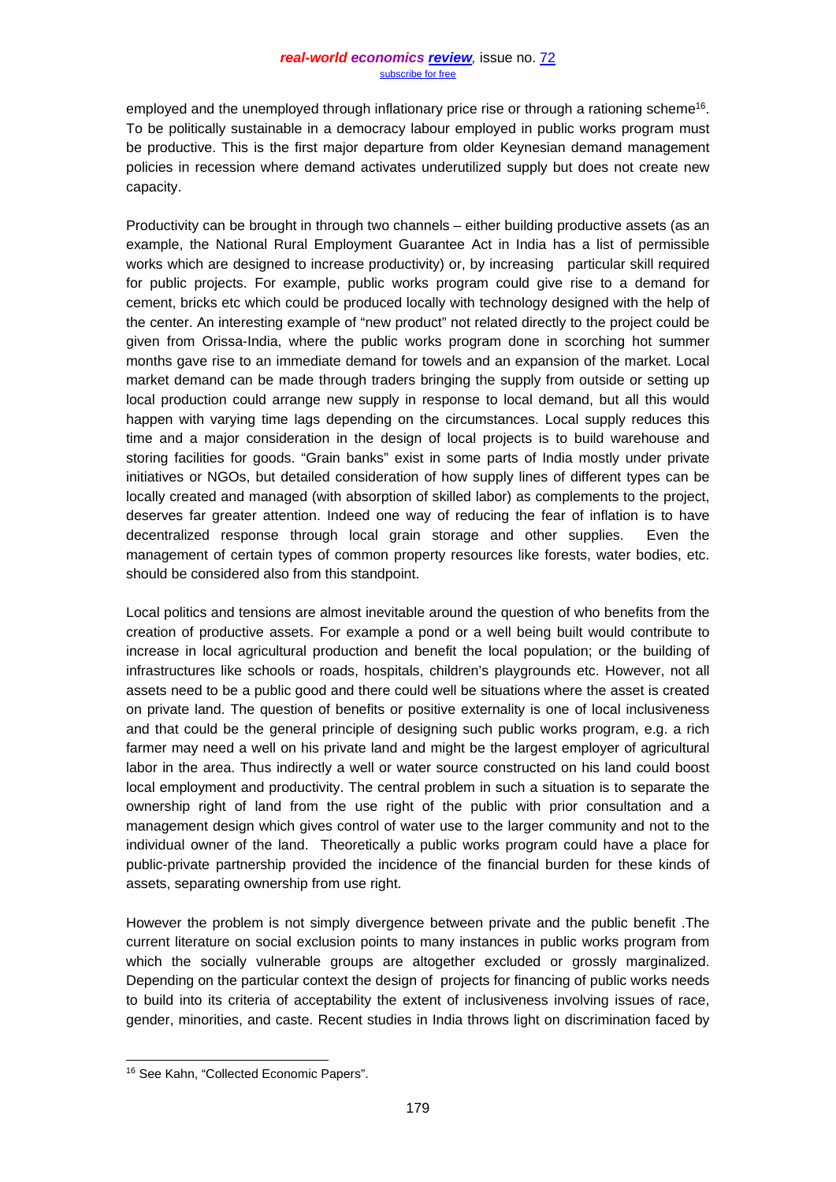employed and the unemployed through inflationary price rise or through a rationing scheme[16]. To be politically sustainable in a democracy labour employed in public works program must be productive. This is the first major departure from older Keynesian demand management policies in recession where demand activates underutilized supply but does not create new capacity.

Productivity can be brought in through two channels – either building productive assets (as an example, the National Rural Employment Guarantee Act in India has a list of permissible works which are designed to increase productivity) or, by increasing particular skill required for public projects. For example, public works program could give rise to a demand for cement, bricks etc which could be produced locally with technology designed with the help of the center. An interesting example of "new product" not related directly to the project could be given from Orissa-India, where the public works program done in scorching hot summer months gave rise to an immediate demand for towels and an expansion of the market. Local market demand can be made through traders bringing the supply from outside or setting up local production could arrange new supply in response to local demand, but all this would happen with varying time lags depending on the circumstances. Local supply reduces this time and a major consideration in the design of local projects is to build warehouse and storing facilities for goods. "Grain banks" exist in some parts of India mostly under private initiatives or NGOs, but detailed consideration of how supply lines of different types can be locally created and managed (with absorption of skilled labor) as complements to the project, deserves far greater attention. Indeed one way of reducing the fear of inflation is to have decentralized response through local grain storage and other supplies. Even the management of certain types of common property resources like forests, water bodies, etc. should be considered also from this standpoint.

Local politics and tensions are almost inevitable around the question of who benefits from the creation of productive assets. For example a pond or a well being built would contribute to increase in local agricultural production and benefit the local population; or the building of infrastructures like schools or roads, hospitals, children's playgrounds etc. However, not all assets need to be a public good and there could well be situations where the asset is created on private land. The question of benefits or positive externality is one of local inclusiveness and that could be the general principle of designing such public works program, e.g. a rich farmer may need a well on his private land and might be the largest employer of agricultural labor in the area. Thus indirectly a well or water source constructed on his land could boost local employment and productivity. The central problem in such a situation is to separate the ownership right of land from the use right of the public with prior consultation and a management design which gives control of water use to the larger community and not to the individual owner of the land. Theoretically a public works program could have a place for public-private partnership provided the incidence of the financial burden for these kinds of assets, separating ownership from use right.

However the problem is not simply divergence between private and the public benefit .The current literature on social exclusion points to many instances in public works program from which the socially vulnerable groups are altogether excluded or grossly marginalized. Depending on the particular context the design of projects for financing of public works needs to build into its criteria of acceptability the extent of inclusiveness involving issues of race, gender, minorities, and caste. Recent studies in India throws light on discrimination faced by

---

[16] See Kahn, "Collected Economic Papers".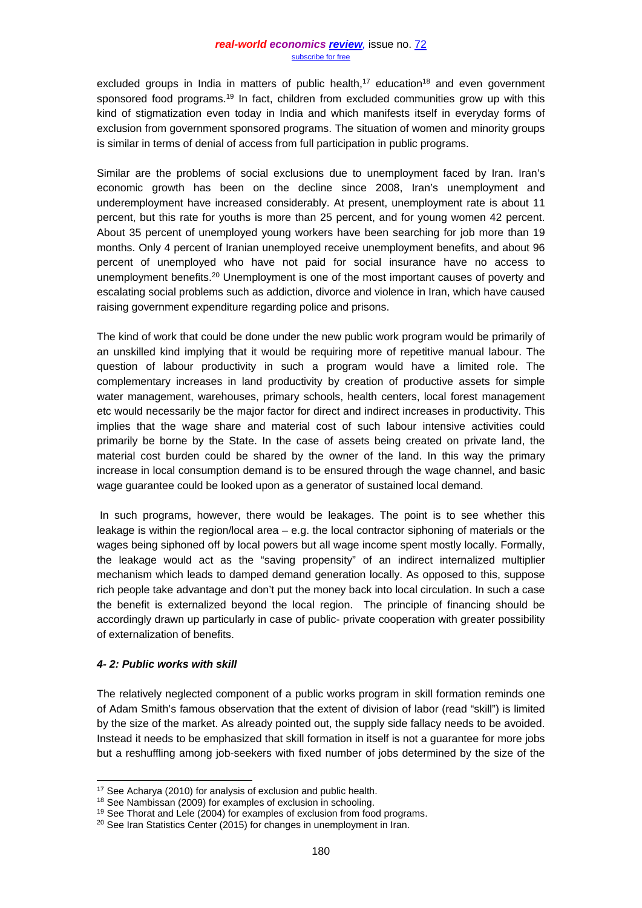excluded groups in India in matters of public health,[17] education[18] and even government sponsored food programs.[19] In fact, children from excluded communities grow up with this kind of stigmatization even today in India and which manifests itself in everyday forms of exclusion from government sponsored programs. The situation of women and minority groups is similar in terms of denial of access from full participation in public programs.

Similar are the problems of social exclusions due to unemployment faced by Iran. Iran's economic growth has been on the decline since 2008, Iran's unemployment and underemployment have increased considerably. At present, unemployment rate is about 11 percent, but this rate for youths is more than 25 percent, and for young women 42 percent. About 35 percent of unemployed young workers have been searching for job more than 19 months. Only 4 percent of Iranian unemployed receive unemployment benefits, and about 96 percent of unemployed who have not paid for social insurance have no access to unemployment benefits.[20] Unemployment is one of the most important causes of poverty and escalating social problems such as addiction, divorce and violence in Iran, which have caused raising government expenditure regarding police and prisons.

The kind of work that could be done under the new public work program would be primarily of an unskilled kind implying that it would be requiring more of repetitive manual labour. The question of labour productivity in such a program would have a limited role. The complementary increases in land productivity by creation of productive assets for simple water management, warehouses, primary schools, health centers, local forest management etc would necessarily be the major factor for direct and indirect increases in productivity. This implies that the wage share and material cost of such labour intensive activities could primarily be borne by the State. In the case of assets being created on private land, the material cost burden could be shared by the owner of the land. In this way the primary increase in local consumption demand is to be ensured through the wage channel, and basic wage guarantee could be looked upon as a generator of sustained local demand.

In such programs, however, there would be leakages. The point is to see whether this leakage is within the region/local area – e.g. the local contractor siphoning of materials or the wages being siphoned off by local powers but all wage income spent mostly locally. Formally, the leakage would act as the "saving propensity" of an indirect internalized multiplier mechanism which leads to damped demand generation locally. As opposed to this, suppose rich people take advantage and don't put the money back into local circulation. In such a case the benefit is externalized beyond the local region. The principle of financing should be accordingly drawn up particularly in case of public- private cooperation with greater possibility of externalization of benefits.

#### *4- 2: Public works with skill*

The relatively neglected component of a public works program in skill formation reminds one of Adam Smith's famous observation that the extent of division of labor (read "skill") is limited by the size of the market. As already pointed out, the supply side fallacy needs to be avoided. Instead it needs to be emphasized that skill formation in itself is not a guarantee for more jobs but a reshuffling among job-seekers with fixed number of jobs determined by the size of the

---

[17] See Acharya (2010) for analysis of exclusion and public health.

[18] See Nambissan (2009) for examples of exclusion in schooling.

[19] See Thorat and Lele (2004) for examples of exclusion from food programs.

[20] See Iran Statistics Center (2015) for changes in unemployment in Iran.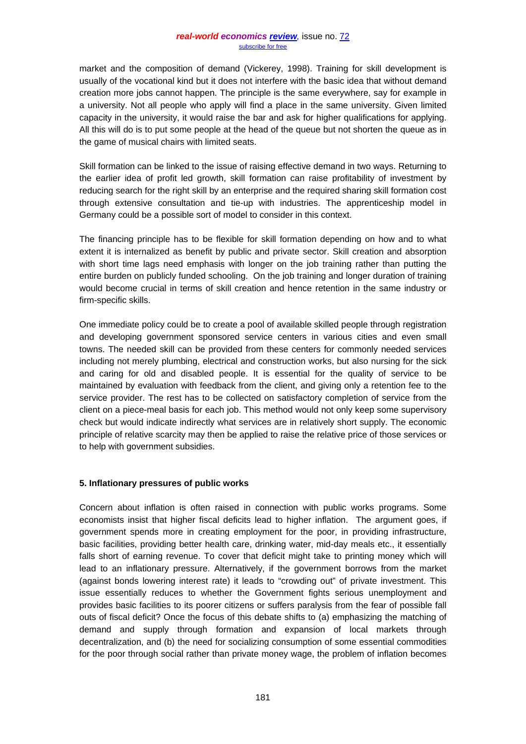market and the composition of demand (Vickerey, 1998). Training for skill development is usually of the vocational kind but it does not interfere with the basic idea that without demand creation more jobs cannot happen. The principle is the same everywhere, say for example in a university. Not all people who apply will find a place in the same university. Given limited capacity in the university, it would raise the bar and ask for higher qualifications for applying. All this will do is to put some people at the head of the queue but not shorten the queue as in the game of musical chairs with limited seats.

Skill formation can be linked to the issue of raising effective demand in two ways. Returning to the earlier idea of profit led growth, skill formation can raise profitability of investment by reducing search for the right skill by an enterprise and the required sharing skill formation cost through extensive consultation and tie-up with industries. The apprenticeship model in Germany could be a possible sort of model to consider in this context.

The financing principle has to be flexible for skill formation depending on how and to what extent it is internalized as benefit by public and private sector. Skill creation and absorption with short time lags need emphasis with longer on the job training rather than putting the entire burden on publicly funded schooling. On the job training and longer duration of training would become crucial in terms of skill creation and hence retention in the same industry or firm-specific skills.

One immediate policy could be to create a pool of available skilled people through registration and developing government sponsored service centers in various cities and even small towns. The needed skill can be provided from these centers for commonly needed services including not merely plumbing, electrical and construction works, but also nursing for the sick and caring for old and disabled people. It is essential for the quality of service to be maintained by evaluation with feedback from the client, and giving only a retention fee to the service provider. The rest has to be collected on satisfactory completion of service from the client on a piece-meal basis for each job. This method would not only keep some supervisory check but would indicate indirectly what services are in relatively short supply. The economic principle of relative scarcity may then be applied to raise the relative price of those services or to help with government subsidies.

### 5. Inflationary pressures of public works

Concern about inflation is often raised in connection with public works programs. Some economists insist that higher fiscal deficits lead to higher inflation. The argument goes, if government spends more in creating employment for the poor, in providing infrastructure, basic facilities, providing better health care, drinking water, mid-day meals etc., it essentially falls short of earning revenue. To cover that deficit might take to printing money which will lead to an inflationary pressure. Alternatively, if the government borrows from the market (against bonds lowering interest rate) it leads to "crowding out" of private investment. This issue essentially reduces to whether the Government fights serious unemployment and provides basic facilities to its poorer citizens or suffers paralysis from the fear of possible fall outs of fiscal deficit? Once the focus of this debate shifts to (a) emphasizing the matching of demand and supply through formation and expansion of local markets through decentralization, and (b) the need for socializing consumption of some essential commodities for the poor through social rather than private money wage, the problem of inflation becomes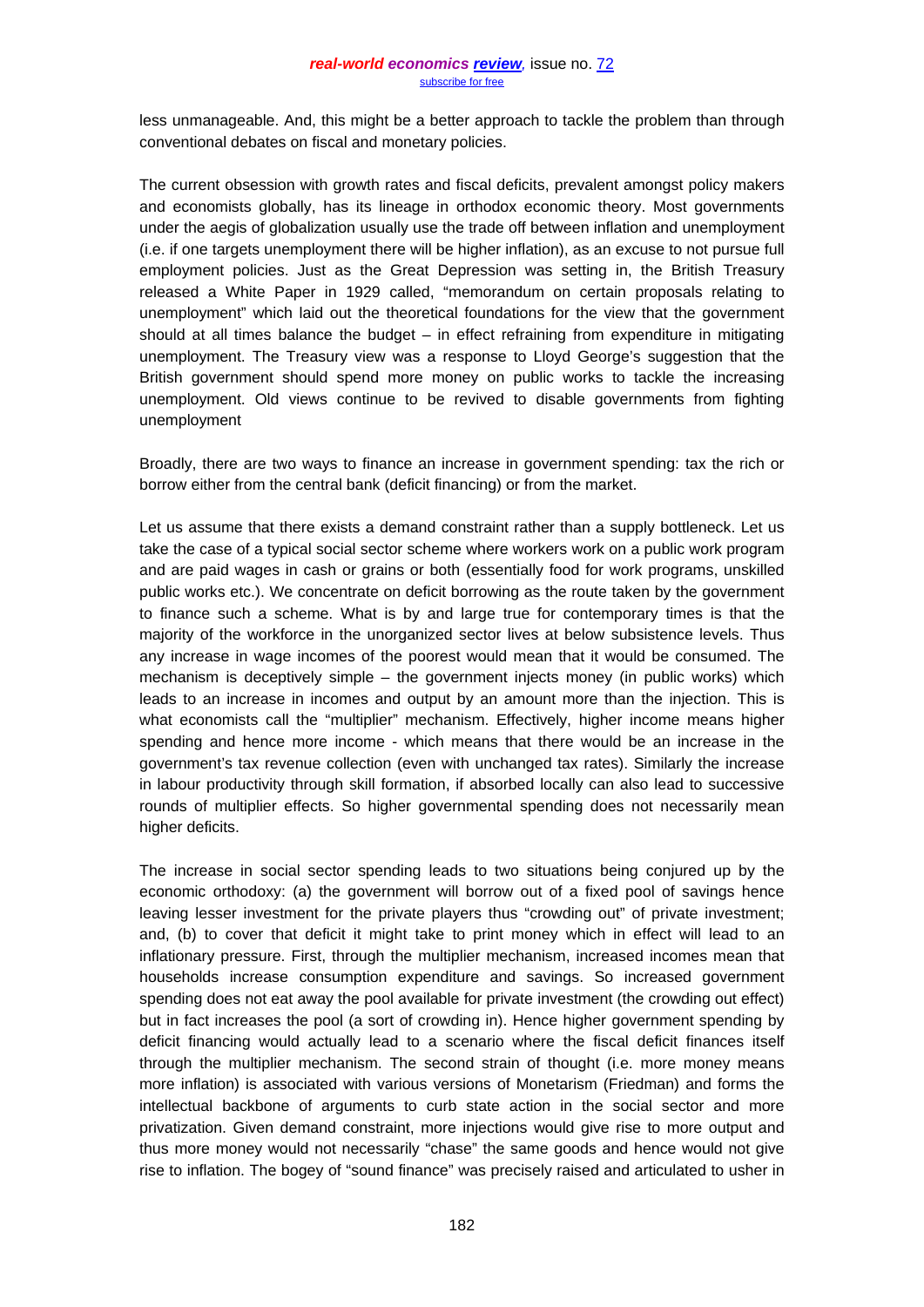less unmanageable. And, this might be a better approach to tackle the problem than through conventional debates on fiscal and monetary policies.

The current obsession with growth rates and fiscal deficits, prevalent amongst policy makers and economists globally, has its lineage in orthodox economic theory. Most governments under the aegis of globalization usually use the trade off between inflation and unemployment (i.e. if one targets unemployment there will be higher inflation), as an excuse to not pursue full employment policies. Just as the Great Depression was setting in, the British Treasury released a White Paper in 1929 called, "memorandum on certain proposals relating to unemployment" which laid out the theoretical foundations for the view that the government should at all times balance the budget – in effect refraining from expenditure in mitigating unemployment. The Treasury view was a response to Lloyd George's suggestion that the British government should spend more money on public works to tackle the increasing unemployment. Old views continue to be revived to disable governments from fighting unemployment

Broadly, there are two ways to finance an increase in government spending: tax the rich or borrow either from the central bank (deficit financing) or from the market.

Let us assume that there exists a demand constraint rather than a supply bottleneck. Let us take the case of a typical social sector scheme where workers work on a public work program and are paid wages in cash or grains or both (essentially food for work programs, unskilled public works etc.). We concentrate on deficit borrowing as the route taken by the government to finance such a scheme. What is by and large true for contemporary times is that the majority of the workforce in the unorganized sector lives at below subsistence levels. Thus any increase in wage incomes of the poorest would mean that it would be consumed. The mechanism is deceptively simple – the government injects money (in public works) which leads to an increase in incomes and output by an amount more than the injection. This is what economists call the "multiplier" mechanism. Effectively, higher income means higher spending and hence more income - which means that there would be an increase in the government's tax revenue collection (even with unchanged tax rates). Similarly the increase in labour productivity through skill formation, if absorbed locally can also lead to successive rounds of multiplier effects. So higher governmental spending does not necessarily mean higher deficits.

The increase in social sector spending leads to two situations being conjured up by the economic orthodoxy: (a) the government will borrow out of a fixed pool of savings hence leaving lesser investment for the private players thus "crowding out" of private investment; and, (b) to cover that deficit it might take to print money which in effect will lead to an inflationary pressure. First, through the multiplier mechanism, increased incomes mean that households increase consumption expenditure and savings. So increased government spending does not eat away the pool available for private investment (the crowding out effect) but in fact increases the pool (a sort of crowding in). Hence higher government spending by deficit financing would actually lead to a scenario where the fiscal deficit finances itself through the multiplier mechanism. The second strain of thought (i.e. more money means more inflation) is associated with various versions of Monetarism (Friedman) and forms the intellectual backbone of arguments to curb state action in the social sector and more privatization. Given demand constraint, more injections would give rise to more output and thus more money would not necessarily "chase" the same goods and hence would not give rise to inflation. The bogey of "sound finance" was precisely raised and articulated to usher in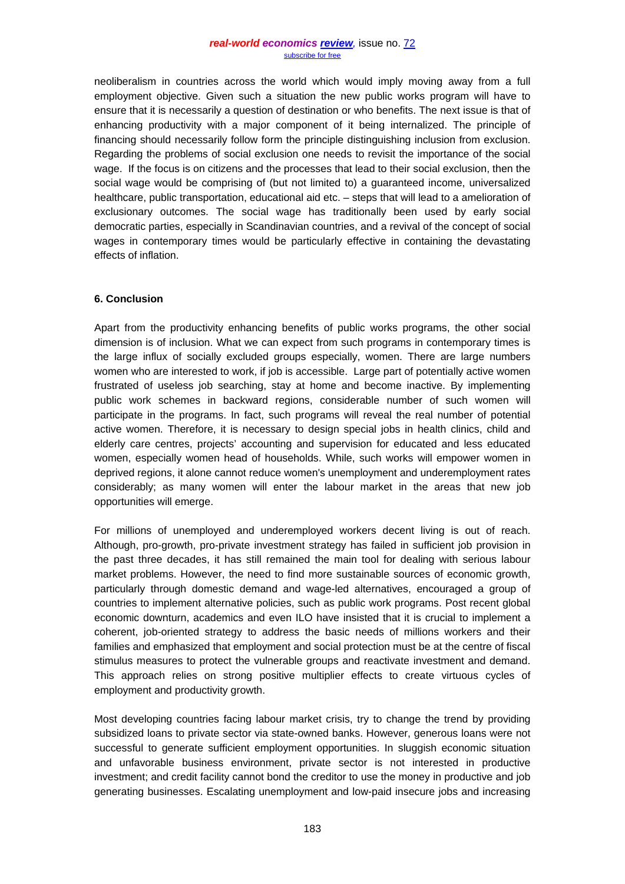neoliberalism in countries across the world which would imply moving away from a full employment objective. Given such a situation the new public works program will have to ensure that it is necessarily a question of destination or who benefits. The next issue is that of enhancing productivity with a major component of it being internalized. The principle of financing should necessarily follow form the principle distinguishing inclusion from exclusion. Regarding the problems of social exclusion one needs to revisit the importance of the social wage. If the focus is on citizens and the processes that lead to their social exclusion, then the social wage would be comprising of (but not limited to) a guaranteed income, universalized healthcare, public transportation, educational aid etc. – steps that will lead to a amelioration of exclusionary outcomes. The social wage has traditionally been used by early social democratic parties, especially in Scandinavian countries, and a revival of the concept of social wages in contemporary times would be particularly effective in containing the devastating effects of inflation.

**6. Conclusion**

Apart from the productivity enhancing benefits of public works programs, the other social dimension is of inclusion. What we can expect from such programs in contemporary times is the large influx of socially excluded groups especially, women. There are large numbers women who are interested to work, if job is accessible. Large part of potentially active women frustrated of useless job searching, stay at home and become inactive. By implementing public work schemes in backward regions, considerable number of such women will participate in the programs. In fact, such programs will reveal the real number of potential active women. Therefore, it is necessary to design special jobs in health clinics, child and elderly care centres, projects' accounting and supervision for educated and less educated women, especially women head of households. While, such works will empower women in deprived regions, it alone cannot reduce women's unemployment and underemployment rates considerably; as many women will enter the labour market in the areas that new job opportunities will emerge.

For millions of unemployed and underemployed workers decent living is out of reach. Although, pro-growth, pro-private investment strategy has failed in sufficient job provision in the past three decades, it has still remained the main tool for dealing with serious labour market problems. However, the need to find more sustainable sources of economic growth, particularly through domestic demand and wage-led alternatives, encouraged a group of countries to implement alternative policies, such as public work programs. Post recent global economic downturn, academics and even ILO have insisted that it is crucial to implement a coherent, job-oriented strategy to address the basic needs of millions workers and their families and emphasized that employment and social protection must be at the centre of fiscal stimulus measures to protect the vulnerable groups and reactivate investment and demand. This approach relies on strong positive multiplier effects to create virtuous cycles of employment and productivity growth.

Most developing countries facing labour market crisis, try to change the trend by providing subsidized loans to private sector via state-owned banks. However, generous loans were not successful to generate sufficient employment opportunities. In sluggish economic situation and unfavorable business environment, private sector is not interested in productive investment; and credit facility cannot bond the creditor to use the money in productive and job generating businesses. Escalating unemployment and low-paid insecure jobs and increasing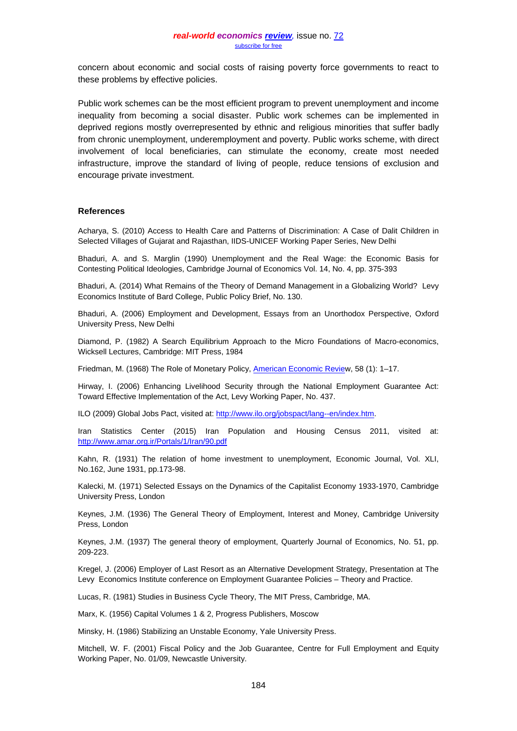concern about economic and social costs of raising poverty force governments to react to these problems by effective policies.

Public work schemes can be the most efficient program to prevent unemployment and income inequality from becoming a social disaster. Public work schemes can be implemented in deprived regions mostly overrepresented by ethnic and religious minorities that suffer badly from chronic unemployment, underemployment and poverty. Public works scheme, with direct involvement of local beneficiaries, can stimulate the economy, create most needed infrastructure, improve the standard of living of people, reduce tensions of exclusion and encourage private investment.

## References

Acharya, S. (2010) Access to Health Care and Patterns of Discrimination: A Case of Dalit Children in Selected Villages of Gujarat and Rajasthan, IIDS-UNICEF Working Paper Series, New Delhi

Bhaduri, A. and S. Marglin (1990) Unemployment and the Real Wage: the Economic Basis for Contesting Political Ideologies, Cambridge Journal of Economics Vol. 14, No. 4, pp. 375-393

Bhaduri, A. (2014) What Remains of the Theory of Demand Management in a Globalizing World? Levy Economics Institute of Bard College, Public Policy Brief, No. 130.

Bhaduri, A. (2006) Employment and Development, Essays from an Unorthodox Perspective, Oxford University Press, New Delhi

Diamond, P. (1982) A Search Equilibrium Approach to the Micro Foundations of Macro-economics, Wicksell Lectures, Cambridge: MIT Press, 1984

Friedman, M. (1968) The Role of Monetary Policy, American Economic Review, 58 (1): 1–17.

Hirway, I. (2006) Enhancing Livelihood Security through the National Employment Guarantee Act: Toward Effective Implementation of the Act, Levy Working Paper, No. 437.

ILO (2009) Global Jobs Pact, visited at: http://www.ilo.org/jobspact/lang--en/index.htm.

Iran Statistics Center (2015) Iran Population and Housing Census 2011, visited at: http://www.amar.org.ir/Portals/1/Iran/90.pdf

Kahn, R. (1931) The relation of home investment to unemployment, Economic Journal, Vol. XLI, No.162, June 1931, pp.173-98.

Kalecki, M. (1971) Selected Essays on the Dynamics of the Capitalist Economy 1933-1970, Cambridge University Press, London

Keynes, J.M. (1936) The General Theory of Employment, Interest and Money, Cambridge University Press, London

Keynes, J.M. (1937) The general theory of employment, Quarterly Journal of Economics, No. 51, pp. 209-223.

Kregel, J. (2006) Employer of Last Resort as an Alternative Development Strategy, Presentation at The Levy Economics Institute conference on Employment Guarantee Policies – Theory and Practice.

Lucas, R. (1981) Studies in Business Cycle Theory, The MIT Press, Cambridge, MA.

Marx, K. (1956) Capital Volumes 1 & 2, Progress Publishers, Moscow

Minsky, H. (1986) Stabilizing an Unstable Economy, Yale University Press.

Mitchell, W. F. (2001) Fiscal Policy and the Job Guarantee, Centre for Full Employment and Equity Working Paper, No. 01/09, Newcastle University.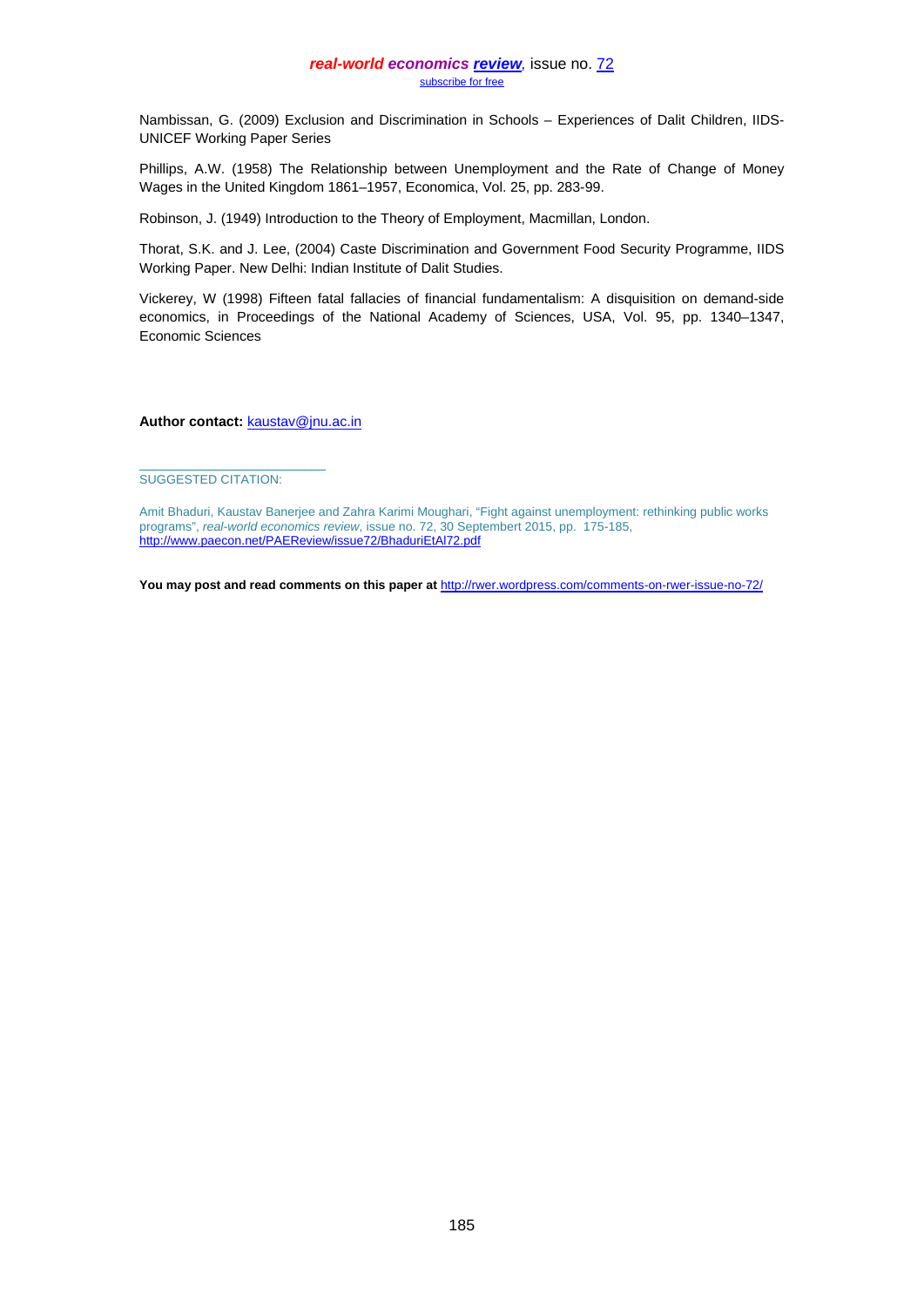Nambissan, G. (2009) Exclusion and Discrimination in Schools – Experiences of Dalit Children, IIDS-UNICEF Working Paper Series

Phillips, A.W. (1958) The Relationship between Unemployment and the Rate of Change of Money Wages in the United Kingdom 1861–1957, Economica, Vol. 25, pp. 283-99.

Robinson, J. (1949) Introduction to the Theory of Employment, Macmillan, London.

Thorat, S.K. and J. Lee, (2004) Caste Discrimination and Government Food Security Programme, IIDS Working Paper. New Delhi: Indian Institute of Dalit Studies.

Vickerey, W (1998) Fifteen fatal fallacies of financial fundamentalism: A disquisition on demand-side economics, in Proceedings of the National Academy of Sciences, USA, Vol. 95, pp. 1340–1347, Economic Sciences

**Author contact:** kaustav@jnu.ac.in

---

SUGGESTED CITATION:

Amit Bhaduri, Kaustav Banerjee and Zahra Karimi Moughari, "Fight against unemployment: rethinking public works programs", *real-world economics review*, issue no. 72, 30 Septembert 2015, pp. 175-185, http://www.paecon.net/PAEReview/issue72/BhaduriEtAl72.pdf

**You may post and read comments on this paper at** http://rwer.wordpress.com/comments-on-rwer-issue-no-72/